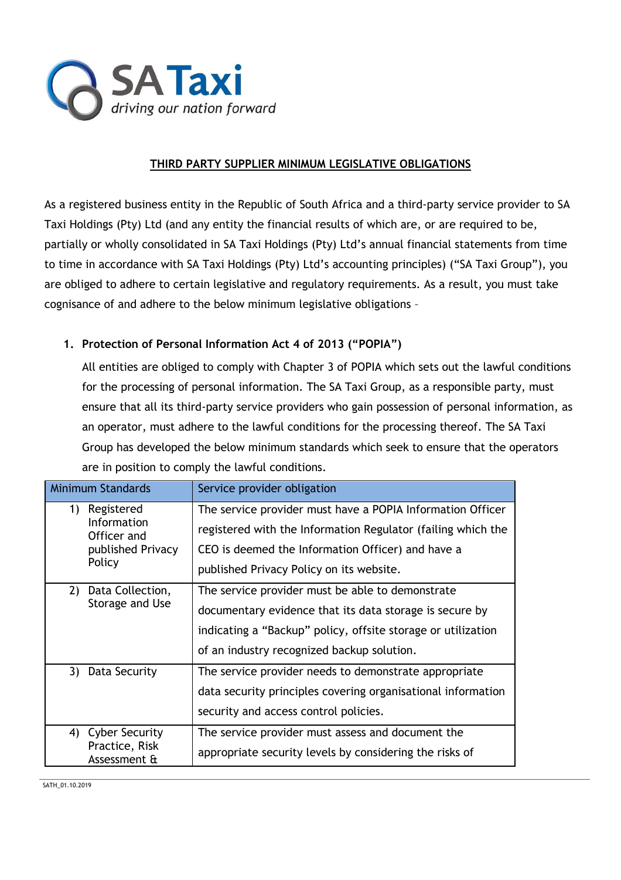SA Taxi
*driving our nation forward*

## THIRD PARTY SUPPLIER MINIMUM LEGISLATIVE OBLIGATIONS

As a registered business entity in the Republic of South Africa and a third-party service provider to SA Taxi Holdings (Pty) Ltd (and any entity the financial results of which are, or are required to be, partially or wholly consolidated in SA Taxi Holdings (Pty) Ltd's annual financial statements from time to time in accordance with SA Taxi Holdings (Pty) Ltd's accounting principles) ("SA Taxi Group"), you are obliged to adhere to certain legislative and regulatory requirements. As a result, you must take cognisance of and adhere to the below minimum legislative obligations –

### 1. Protection of Personal Information Act 4 of 2013 ("POPIA")

All entities are obliged to comply with Chapter 3 of POPIA which sets out the lawful conditions for the processing of personal information. The SA Taxi Group, as a responsible party, must ensure that all its third-party service providers who gain possession of personal information, as an operator, must adhere to the lawful conditions for the processing thereof. The SA Taxi Group has developed the below minimum standards which seek to ensure that the operators are in position to comply the lawful conditions.

| Minimum Standards | Service provider obligation |
|---|---|
| 1) Registered Information Officer and published Privacy Policy | The service provider must have a POPIA Information Officer registered with the Information Regulator (failing which the CEO is deemed the Information Officer) and have a published Privacy Policy on its website. |
| 2) Data Collection, Storage and Use | The service provider must be able to demonstrate documentary evidence that its data storage is secure by indicating a "Backup" policy, offsite storage or utilization of an industry recognized backup solution. |
| 3) Data Security | The service provider needs to demonstrate appropriate data security principles covering organisational information security and access control policies. |
| 4) Cyber Security Practice, Risk Assessment & | The service provider must assess and document the appropriate security levels by considering the risks of |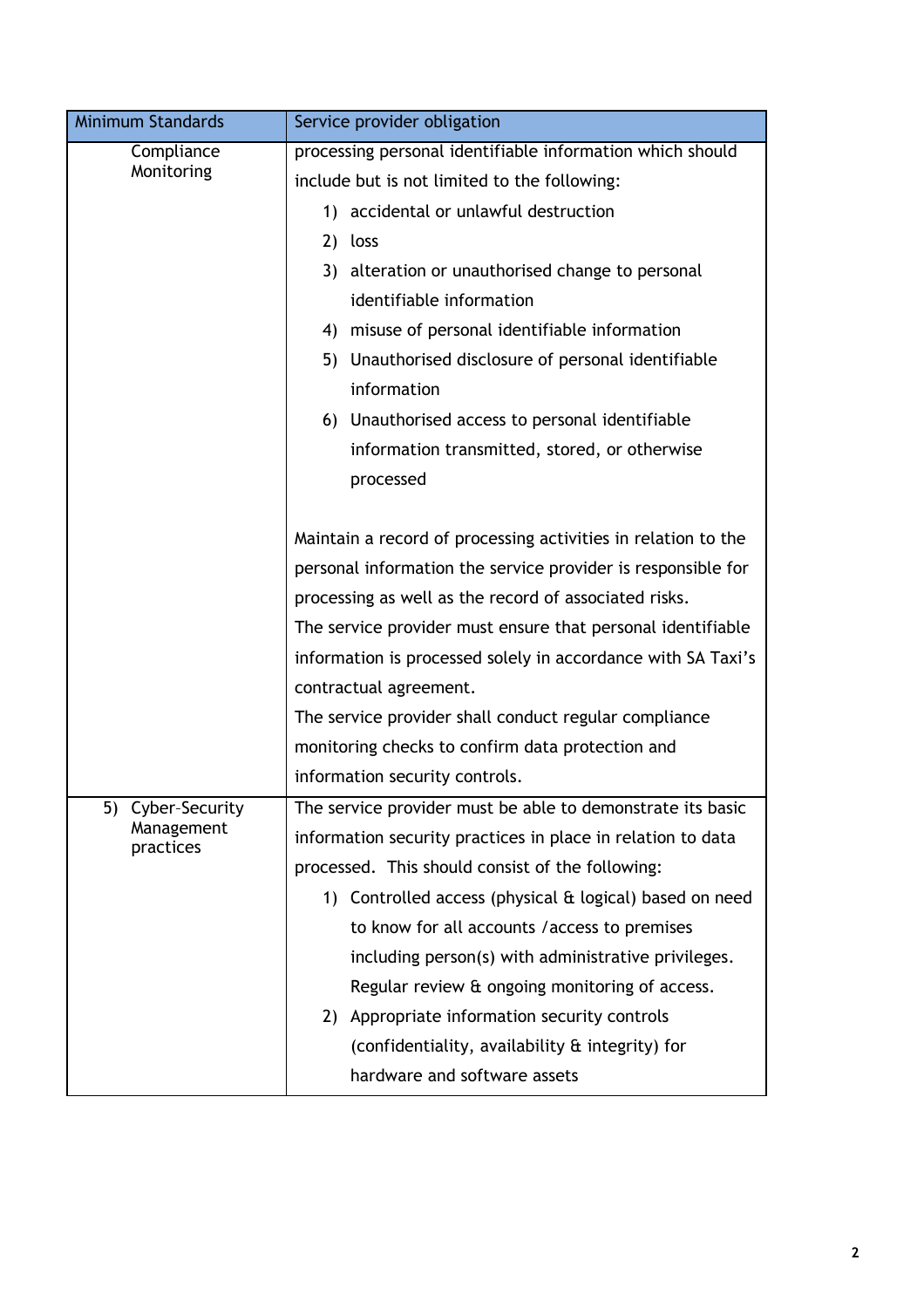| Minimum Standards | Service provider obligation |
|---|---|
| Compliance Monitoring | processing personal identifiable information which should include but is not limited to the following:<br>1) accidental or unlawful destruction<br>2) loss<br>3) alteration or unauthorised change to personal identifiable information<br>4) misuse of personal identifiable information<br>5) Unauthorised disclosure of personal identifiable information<br>6) Unauthorised access to personal identifiable information transmitted, stored, or otherwise processed<br><br>Maintain a record of processing activities in relation to the personal information the service provider is responsible for processing as well as the record of associated risks.<br>The service provider must ensure that personal identifiable information is processed solely in accordance with SA Taxi's contractual agreement.<br>The service provider shall conduct regular compliance monitoring checks to confirm data protection and information security controls. |
| 5) Cyber-Security Management practices | The service provider must be able to demonstrate its basic information security practices in place in relation to data processed. This should consist of the following:<br>1) Controlled access (physical & logical) based on need to know for all accounts /access to premises including person(s) with administrative privileges. Regular review & ongoing monitoring of access.<br>2) Appropriate information security controls (confidentiality, availability & integrity) for hardware and software assets |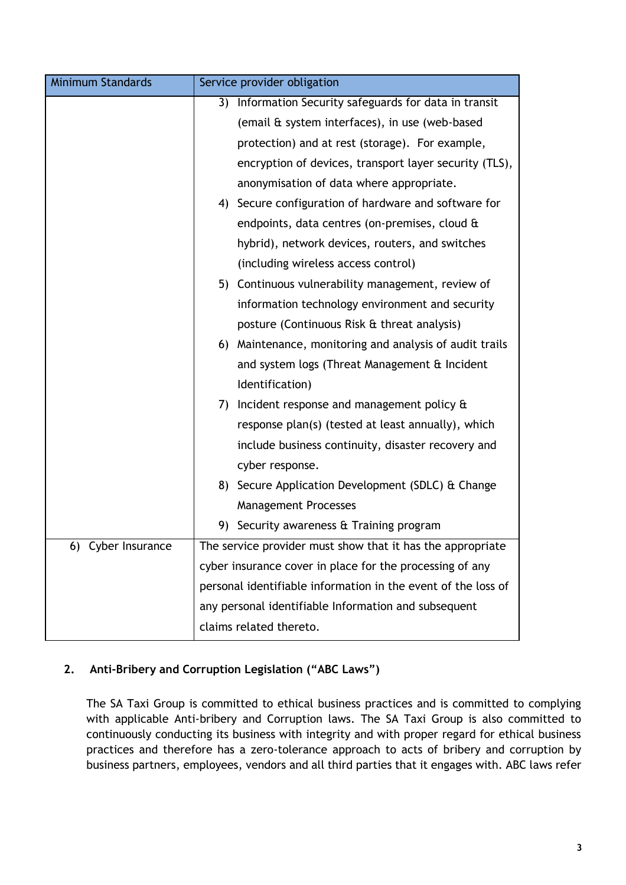| Minimum Standards | Service provider obligation |
| --- | --- |
| | 3) Information Security safeguards for data in transit (email & system interfaces), in use (web-based protection) and at rest (storage). For example, encryption of devices, transport layer security (TLS), anonymisation of data where appropriate.<br>4) Secure configuration of hardware and software for endpoints, data centres (on-premises, cloud & hybrid), network devices, routers, and switches (including wireless access control)<br>5) Continuous vulnerability management, review of information technology environment and security posture (Continuous Risk & threat analysis)<br>6) Maintenance, monitoring and analysis of audit trails and system logs (Threat Management & Incident Identification)<br>7) Incident response and management policy & response plan(s) (tested at least annually), which include business continuity, disaster recovery and cyber response.<br>8) Secure Application Development (SDLC) & Change Management Processes<br>9) Security awareness & Training program |
| 6) Cyber Insurance | The service provider must show that it has the appropriate cyber insurance cover in place for the processing of any personal identifiable information in the event of the loss of any personal identifiable Information and subsequent claims related thereto. |

## 2. Anti-Bribery and Corruption Legislation ("ABC Laws")

The SA Taxi Group is committed to ethical business practices and is committed to complying with applicable Anti-bribery and Corruption laws. The SA Taxi Group is also committed to continuously conducting its business with integrity and with proper regard for ethical business practices and therefore has a zero-tolerance approach to acts of bribery and corruption by business partners, employees, vendors and all third parties that it engages with. ABC laws refer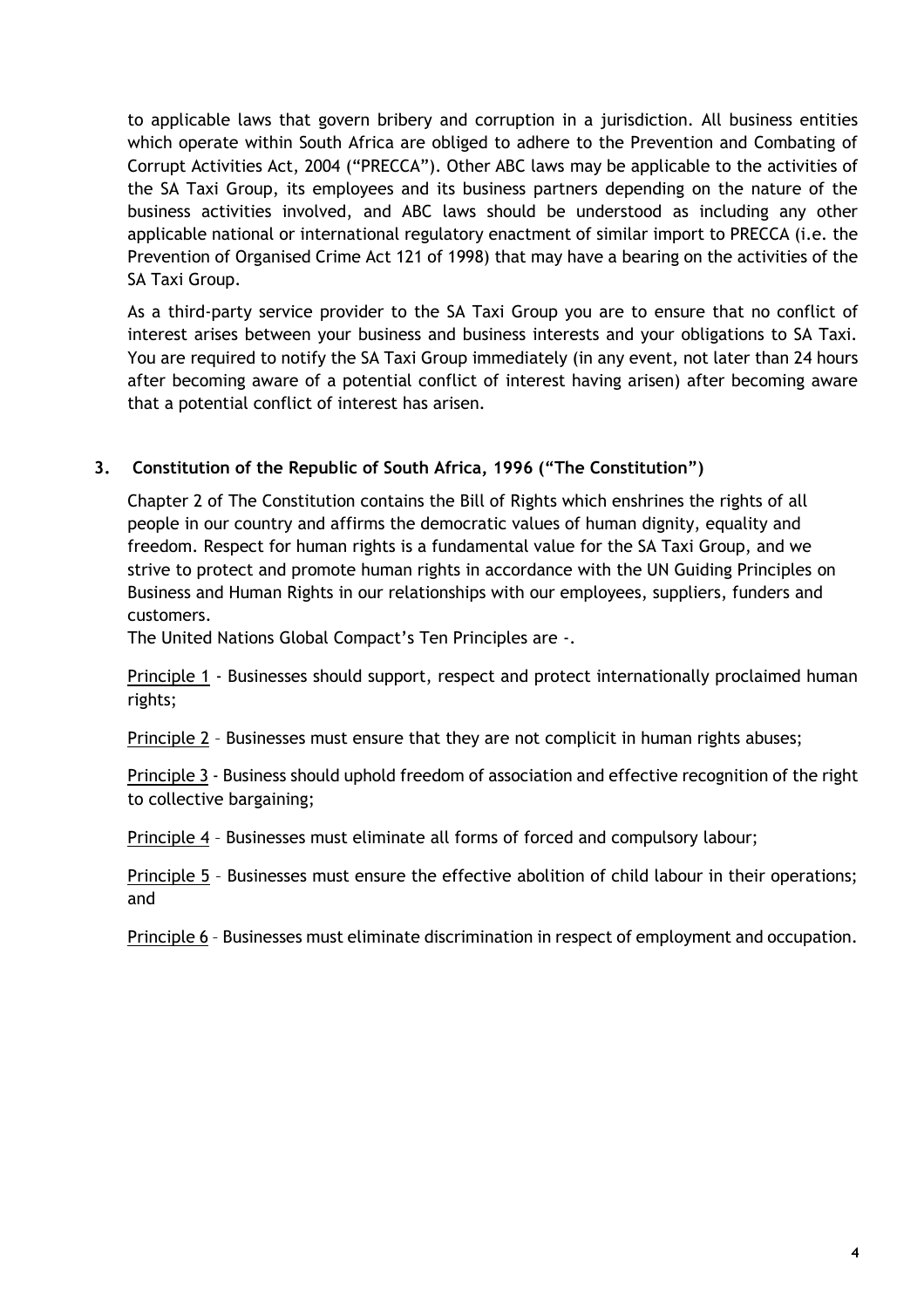to applicable laws that govern bribery and corruption in a jurisdiction. All business entities which operate within South Africa are obliged to adhere to the Prevention and Combating of Corrupt Activities Act, 2004 ("PRECCA"). Other ABC laws may be applicable to the activities of the SA Taxi Group, its employees and its business partners depending on the nature of the business activities involved, and ABC laws should be understood as including any other applicable national or international regulatory enactment of similar import to PRECCA (i.e. the Prevention of Organised Crime Act 121 of 1998) that may have a bearing on the activities of the SA Taxi Group.

As a third-party service provider to the SA Taxi Group you are to ensure that no conflict of interest arises between your business and business interests and your obligations to SA Taxi. You are required to notify the SA Taxi Group immediately (in any event, not later than 24 hours after becoming aware of a potential conflict of interest having arisen) after becoming aware that a potential conflict of interest has arisen.

## 3. Constitution of the Republic of South Africa, 1996 ("The Constitution")

Chapter 2 of The Constitution contains the Bill of Rights which enshrines the rights of all people in our country and affirms the democratic values of human dignity, equality and freedom. Respect for human rights is a fundamental value for the SA Taxi Group, and we strive to protect and promote human rights in accordance with the UN Guiding Principles on Business and Human Rights in our relationships with our employees, suppliers, funders and customers.
The United Nations Global Compact's Ten Principles are -.

<u>Principle 1</u> - Businesses should support, respect and protect internationally proclaimed human rights;

<u>Principle 2</u> – Businesses must ensure that they are not complicit in human rights abuses;

<u>Principle 3</u> - Business should uphold freedom of association and effective recognition of the right to collective bargaining;

<u>Principle 4</u> – Businesses must eliminate all forms of forced and compulsory labour;

<u>Principle 5</u> – Businesses must ensure the effective abolition of child labour in their operations; and

<u>Principle 6</u> – Businesses must eliminate discrimination in respect of employment and occupation.